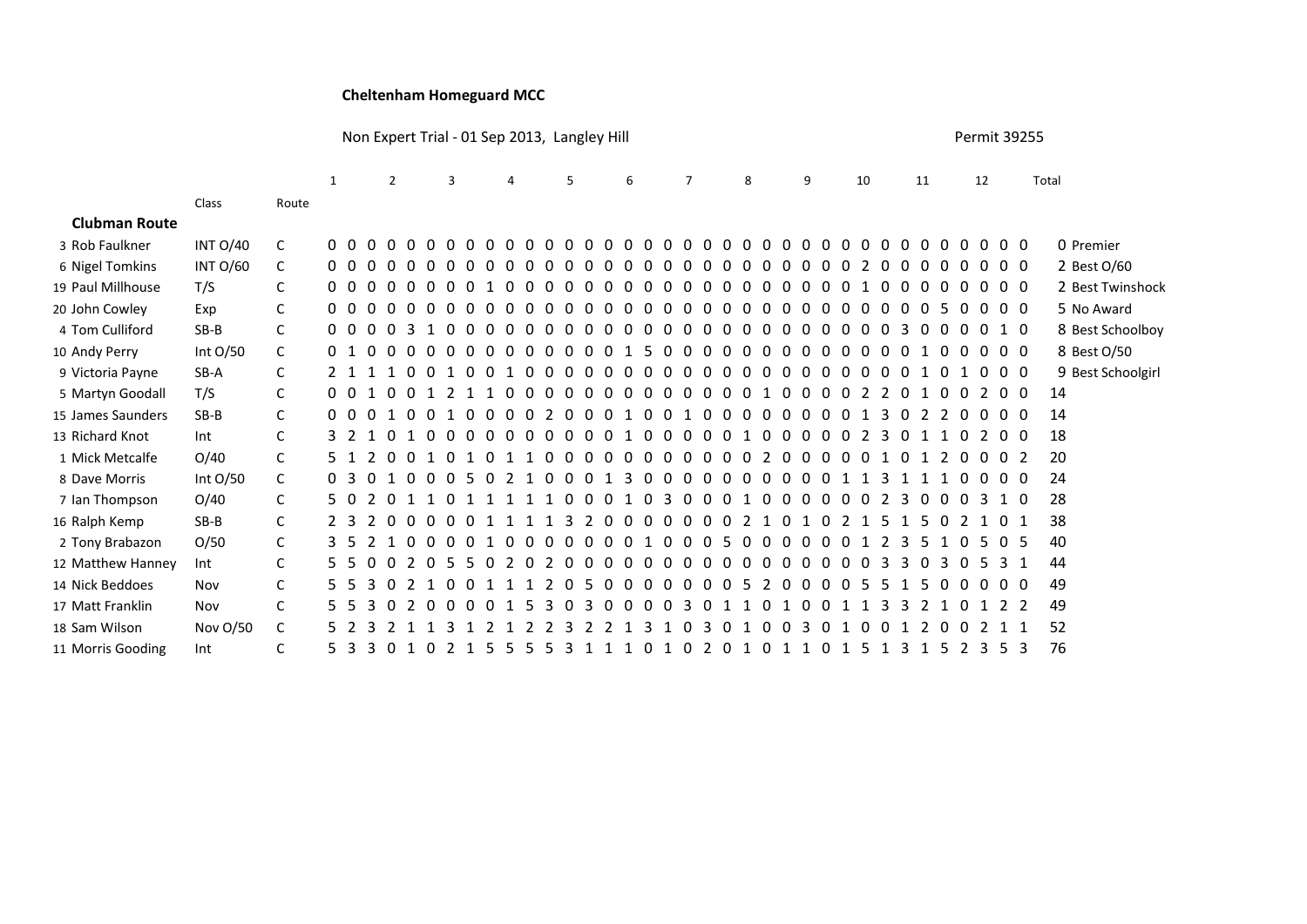**Cheltenham Homeguard MCC**

Non Expert Trial - 01 Sep 2013, Langley Hill

Permit 39255

| | | Class | Route | 1 | | | 2 | | | 3 | | | 4 | | | 5 | | | 6 | | | 7 | | | 8 | | | 9 | | | 10 | | | 11 | | | 12 | | | Total | |
|---|---|---|---|---|---|---|---|---|---|---|---|---|---|---|---|---|---|---|---|---|---|---|---|---|---|---|---|---|---|---|---|---|---|---|---|---|---|---|---|---|---|
| **Clubman Route** | | | | | | | | | | | | | | | | | | | | | | | | | | | | | | | | | | | | | | | | | |
| 3 | Rob Faulkner | INT O/40 | C | 0 | 0 | 0 | 0 | 0 | 0 | 0 | 0 | 0 | 0 | 0 | 0 | 0 | 0 | 0 | 0 | 0 | 0 | 0 | 0 | 0 | 0 | 0 | 0 | 0 | 0 | 0 | 0 | 0 | 0 | 0 | 0 | 0 | 0 | 0 | 0 | 0 | Premier |
| 6 | Nigel Tomkins | INT O/60 | C | 0 | 0 | 0 | 0 | 0 | 0 | 0 | 0 | 0 | 0 | 0 | 0 | 0 | 0 | 0 | 0 | 0 | 0 | 0 | 0 | 0 | 0 | 0 | 0 | 0 | 0 | 0 | 2 | 0 | 0 | 0 | 0 | 0 | 0 | 0 | 0 | 2 | Best O/60 |
| 19 | Paul Millhouse | T/S | C | 0 | 0 | 0 | 0 | 0 | 0 | 0 | 0 | 0 | 1 | 0 | 0 | 0 | 0 | 0 | 0 | 0 | 0 | 0 | 0 | 0 | 0 | 0 | 0 | 0 | 0 | 0 | 1 | 0 | 0 | 0 | 0 | 0 | 0 | 0 | 0 | 2 | Best Twinshock |
| 20 | John Cowley | Exp | C | 0 | 0 | 0 | 0 | 0 | 0 | 0 | 0 | 0 | 0 | 0 | 0 | 0 | 0 | 0 | 0 | 0 | 0 | 0 | 0 | 0 | 0 | 0 | 0 | 0 | 0 | 0 | 0 | 0 | 0 | 0 | 5 | 0 | 0 | 0 | 0 | 5 | No Award |
| 4 | Tom Culliford | SB-B | C | 0 | 0 | 0 | 0 | 3 | 1 | 0 | 0 | 0 | 0 | 0 | 0 | 0 | 0 | 0 | 0 | 0 | 0 | 0 | 0 | 0 | 0 | 0 | 0 | 0 | 0 | 0 | 0 | 0 | 3 | 0 | 0 | 0 | 0 | 1 | 0 | 8 | Best Schoolboy |
| 10 | Andy Perry | Int O/50 | C | 0 | 1 | 0 | 0 | 0 | 0 | 0 | 0 | 0 | 0 | 0 | 0 | 0 | 0 | 1 | 5 | 0 | 0 | 0 | 0 | 0 | 0 | 0 | 0 | 0 | 0 | 0 | 0 | 0 | 0 | 1 | 0 | 0 | 0 | 0 | 0 | 8 | Best O/50 |
| 9 | Victoria Payne | SB-A | C | 2 | 1 | 1 | 1 | 0 | 0 | 1 | 0 | 0 | 1 | 0 | 0 | 0 | 0 | 0 | 0 | 0 | 0 | 0 | 0 | 0 | 0 | 0 | 0 | 0 | 0 | 0 | 0 | 0 | 0 | 1 | 0 | 1 | 0 | 0 | 0 | 9 | Best Schoolgirl |
| 5 | Martyn Goodall | T/S | C | 0 | 0 | 1 | 0 | 0 | 1 | 2 | 1 | 1 | 0 | 0 | 0 | 0 | 0 | 0 | 0 | 0 | 0 | 0 | 0 | 0 | 0 | 0 | 1 | 0 | 0 | 0 | 2 | 2 | 0 | 1 | 0 | 0 | 2 | 0 | 0 | 14 | |
| 15 | James Saunders | SB-B | C | 0 | 0 | 0 | 1 | 0 | 0 | 1 | 0 | 0 | 0 | 0 | 2 | 0 | 0 | 0 | 1 | 0 | 0 | 1 | 0 | 0 | 0 | 0 | 0 | 0 | 0 | 0 | 1 | 3 | 0 | 2 | 2 | 0 | 0 | 0 | 0 | 14 | |
| 13 | Richard Knot | Int | C | 3 | 2 | 1 | 0 | 1 | 0 | 0 | 0 | 0 | 0 | 0 | 0 | 0 | 0 | 1 | 0 | 0 | 0 | 0 | 0 | 0 | 1 | 0 | 0 | 0 | 0 | 0 | 2 | 3 | 0 | 1 | 1 | 0 | 2 | 0 | 0 | 18 | |
| 1 | Mick Metcalfe | O/40 | C | 5 | 1 | 2 | 0 | 0 | 1 | 0 | 1 | 0 | 1 | 1 | 0 | 0 | 0 | 0 | 0 | 0 | 0 | 0 | 0 | 0 | 0 | 2 | 0 | 0 | 0 | 0 | 0 | 1 | 0 | 1 | 2 | 0 | 0 | 0 | 2 | 20 | |
| 8 | Dave Morris | Int O/50 | C | 0 | 3 | 0 | 1 | 0 | 0 | 0 | 5 | 0 | 2 | 1 | 0 | 0 | 0 | 1 | 3 | 0 | 0 | 0 | 0 | 0 | 0 | 0 | 0 | 0 | 0 | 1 | 1 | 3 | 1 | 1 | 1 | 0 | 0 | 0 | 0 | 24 | |
| 7 | Ian Thompson | O/40 | C | 5 | 0 | 2 | 0 | 1 | 1 | 0 | 1 | 1 | 1 | 1 | 1 | 0 | 0 | 0 | 1 | 0 | 3 | 0 | 0 | 0 | 1 | 0 | 0 | 0 | 0 | 0 | 0 | 2 | 3 | 0 | 0 | 0 | 3 | 1 | 0 | 28 | |
| 16 | Ralph Kemp | SB-B | C | 2 | 3 | 2 | 0 | 0 | 0 | 0 | 0 | 1 | 1 | 1 | 1 | 1 | 3 | 2 | 0 | 0 | 0 | 0 | 0 | 0 | 2 | 1 | 0 | 1 | 0 | 2 | 1 | 5 | 1 | 5 | 0 | 2 | 1 | 0 | 1 | 38 | |
| 2 | Tony Brabazon | O/50 | C | 3 | 5 | 2 | 1 | 0 | 0 | 0 | 0 | 1 | 0 | 0 | 0 | 0 | 0 | 0 | 0 | 1 | 0 | 0 | 0 | 5 | 0 | 0 | 0 | 0 | 0 | 0 | 1 | 2 | 3 | 5 | 1 | 0 | 5 | 0 | 5 | 40 | |
| 12 | Matthew Hanney | Int | C | 5 | 5 | 0 | 0 | 2 | 0 | 5 | 5 | 0 | 2 | 0 | 2 | 0 | 0 | 0 | 0 | 0 | 0 | 0 | 0 | 0 | 0 | 0 | 0 | 0 | 0 | 0 | 0 | 3 | 3 | 0 | 3 | 0 | 5 | 3 | 1 | 44 | |
| 14 | Nick Beddoes | Nov | C | 5 | 5 | 3 | 0 | 2 | 1 | 0 | 0 | 1 | 1 | 1 | 2 | 0 | 5 | 0 | 0 | 0 | 0 | 0 | 0 | 0 | 5 | 2 | 0 | 0 | 0 | 0 | 5 | 5 | 1 | 5 | 0 | 0 | 0 | 0 | 0 | 49 | |
| 17 | Matt Franklin | Nov | C | 5 | 5 | 3 | 0 | 2 | 0 | 0 | 0 | 0 | 1 | 5 | 3 | 0 | 3 | 0 | 0 | 0 | 0 | 3 | 0 | 1 | 1 | 0 | 1 | 0 | 0 | 1 | 1 | 3 | 3 | 2 | 1 | 0 | 1 | 2 | 2 | 49 | |
| 18 | Sam Wilson | Nov O/50 | C | 5 | 2 | 3 | 2 | 1 | 1 | 3 | 1 | 2 | 1 | 2 | 2 | 3 | 2 | 2 | 1 | 3 | 1 | 0 | 3 | 0 | 1 | 0 | 0 | 3 | 0 | 1 | 0 | 0 | 1 | 2 | 0 | 0 | 2 | 1 | 1 | 52 | |
| 11 | Morris Gooding | Int | C | 5 | 3 | 3 | 0 | 1 | 0 | 2 | 1 | 5 | 5 | 5 | 5 | 3 | 1 | 1 | 1 | 0 | 1 | 0 | 2 | 0 | 1 | 0 | 1 | 1 | 0 | 1 | 5 | 1 | 3 | 1 | 5 | 2 | 3 | 5 | 3 | 76 | |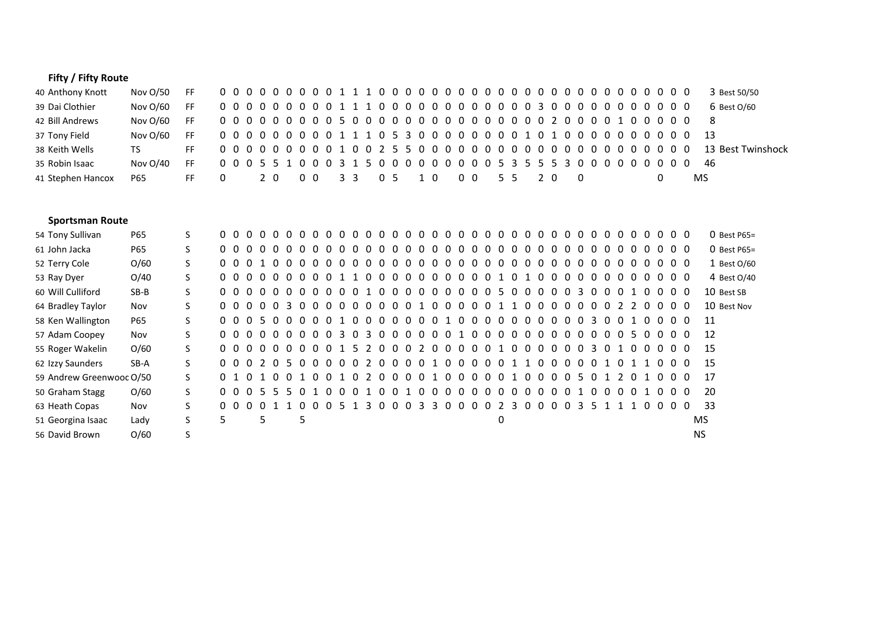### Fifty / Fifty Route

| No. | Name | Class | Route | Section Scores | Total | Award |
|---|---|---|---|---|---|---|
| 40 | Anthony Knott | Nov O/50 | FF | 0 0 0 0 0 0 0 0 0 1 1 1 0 0 0 0 0 0 0 0 0 0 0 0 0 0 0 0 0 0 0 0 0 0 0 0 | 3 | Best 50/50 |
| 39 | Dai Clothier | Nov O/60 | FF | 0 0 0 0 0 0 0 0 0 1 1 1 0 0 0 0 0 0 0 0 0 0 0 0 0 3 0 0 0 0 0 0 0 0 0 0 | 6 | Best O/60 |
| 42 | Bill Andrews | Nov O/60 | FF | 0 0 0 0 0 0 0 0 0 5 0 0 0 0 0 0 0 0 0 0 0 0 0 0 0 0 2 0 0 0 0 1 0 0 0 0 | 8 | |
| 37 | Tony Field | Nov O/60 | FF | 0 0 0 0 0 0 0 0 0 1 1 1 0 5 3 0 0 0 0 0 0 0 0 1 0 1 0 0 0 0 0 0 0 0 0 0 | 13 | |
| 38 | Keith Wells | TS | FF | 0 0 0 0 0 0 0 0 0 0 1 0 0 2 5 5 0 0 0 0 0 0 0 0 0 0 0 0 0 0 0 0 0 0 0 0 | 13 | Best Twinshock |
| 35 | Robin Isaac | Nov O/40 | FF | 0 0 0 5 5 1 0 0 0 3 1 5 0 0 0 0 0 0 0 0 0 0 5 3 5 5 5 3 0 0 0 0 0 0 0 0 | 46 | |
| 41 | Stephen Hancox | P65 | FF | 0 2 0 0 0 3 3 0 5 1 0 0 0 5 5 2 0 0 0 | MS | |

### Sportsman Route

| No. | Name | Class | Route | Section Scores | Total | Award |
|---|---|---|---|---|---|---|
| 54 | Tony Sullivan | P65 | S | 0 0 0 0 0 0 0 0 0 0 0 0 0 0 0 0 0 0 0 0 0 0 0 0 0 0 0 0 0 0 0 0 0 0 0 0 | 0 | Best P65= |
| 61 | John Jacka | P65 | S | 0 0 0 0 0 0 0 0 0 0 0 0 0 0 0 0 0 0 0 0 0 0 0 0 0 0 0 0 0 0 0 0 0 0 0 0 | 0 | Best P65= |
| 52 | Terry Cole | O/60 | S | 0 0 0 1 0 0 0 0 0 0 0 0 0 0 0 0 0 0 0 0 0 0 0 0 0 0 0 0 0 0 0 0 0 0 0 0 | 1 | Best O/60 |
| 53 | Ray Dyer | O/40 | S | 0 0 0 0 0 0 0 0 0 0 1 1 0 0 0 0 0 0 0 0 0 0 1 0 1 0 0 0 0 0 0 0 0 0 0 0 | 4 | Best O/40 |
| 60 | Will Culliford | SB-B | S | 0 0 0 0 0 0 0 0 0 0 0 1 0 0 0 0 0 0 0 0 0 0 5 0 0 0 0 0 3 0 0 0 1 0 0 0 | 10 | Best SB |
| 64 | Bradley Taylor | Nov | S | 0 0 0 0 0 3 0 0 0 0 0 0 0 0 0 0 1 0 0 0 0 0 1 1 0 0 0 0 0 0 2 2 0 0 0 0 | 10 | Best Nov |
| 58 | Ken Wallington | P65 | S | 0 0 0 5 0 0 0 0 0 1 0 0 0 0 0 0 0 0 1 0 0 0 0 0 0 0 0 0 3 0 0 1 0 0 0 0 | 11 | |
| 57 | Adam Coopey | Nov | S | 0 0 0 0 0 0 0 0 0 3 0 3 0 0 0 0 0 0 1 0 0 0 0 0 0 0 0 0 0 0 0 5 0 0 0 0 | 12 | |
| 55 | Roger Wakelin | O/60 | S | 0 0 0 0 0 0 0 0 0 1 5 2 0 0 0 2 0 0 0 0 0 1 0 0 0 0 0 0 3 0 1 0 0 0 0 0 | 15 | |
| 62 | Izzy Saunders | SB-A | S | 0 0 0 2 0 5 0 0 0 0 0 2 0 0 0 0 1 0 0 0 0 0 1 1 0 0 0 0 0 1 0 1 1 0 0 0 | 15 | |
| 59 | Andrew Greenwooc | O/50 | S | 0 1 0 1 0 0 1 0 0 1 0 2 0 0 0 0 1 0 0 0 0 0 1 0 0 0 0 5 0 1 2 0 1 0 0 0 | 17 | |
| 50 | Graham Stagg | O/60 | S | 0 0 0 5 5 5 0 1 0 0 0 1 0 0 1 0 0 0 0 0 0 0 0 0 0 0 0 0 1 0 0 0 1 0 0 0 | 20 | |
| 63 | Heath Copas | Nov | S | 0 0 0 0 1 1 0 0 0 5 1 3 0 0 0 3 3 0 0 0 0 2 3 0 0 0 0 3 5 1 1 1 0 0 0 0 | 33 | |
| 51 | Georgina Isaac | Lady | S | 5 5 5 0 | MS | |
| 56 | David Brown | O/60 | S | | NS | |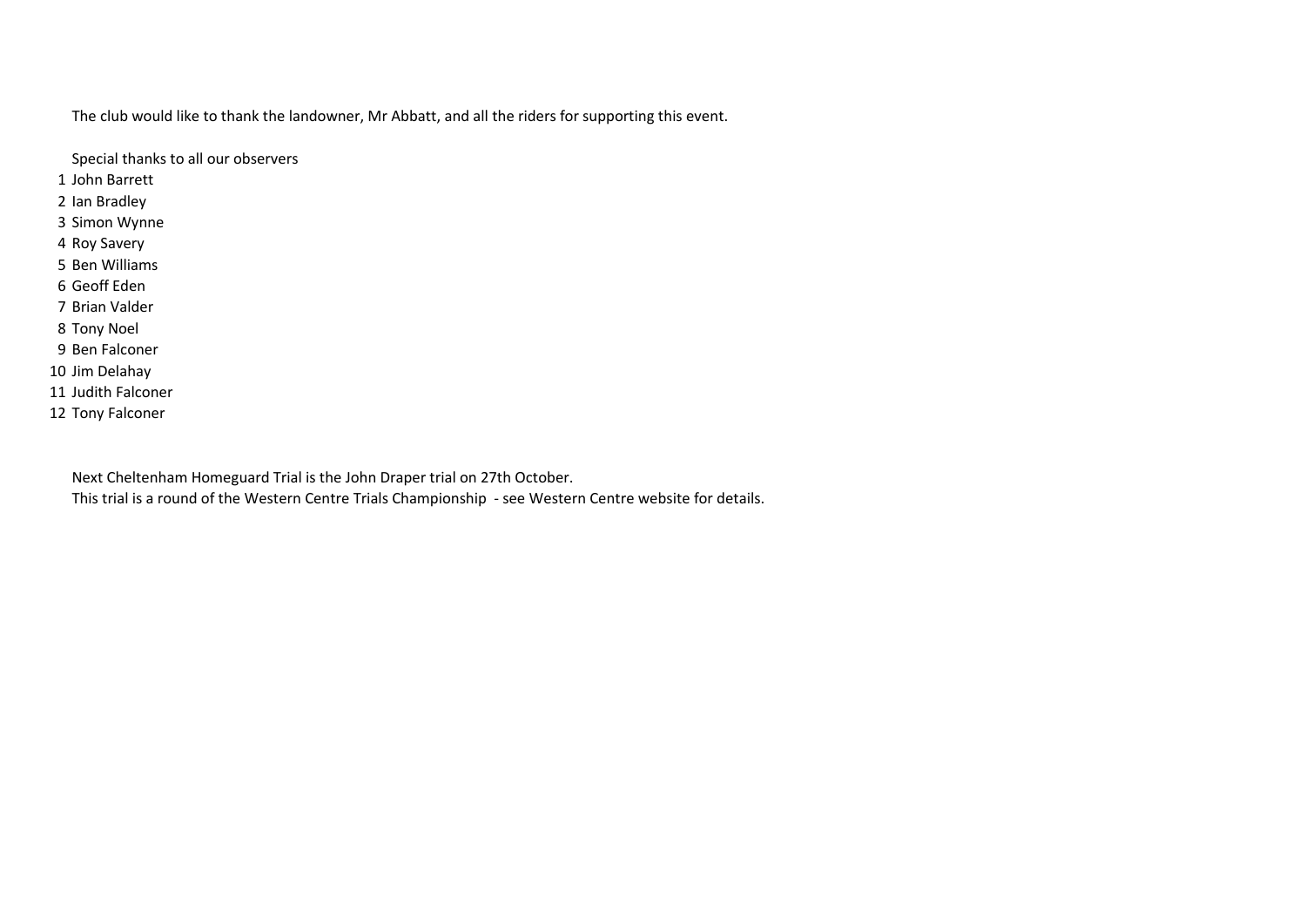The club would like to thank the landowner, Mr Abbatt, and all the riders for supporting this event.

Special thanks to all our observers

1. John Barrett
2. Ian Bradley
3. Simon Wynne
4. Roy Savery
5. Ben Williams
6. Geoff Eden
7. Brian Valder
8. Tony Noel
9. Ben Falconer
10. Jim Delahay
11. Judith Falconer
12. Tony Falconer

Next Cheltenham Homeguard Trial is the John Draper trial on 27th October.
This trial is a round of the Western Centre Trials Championship - see Western Centre website for details.